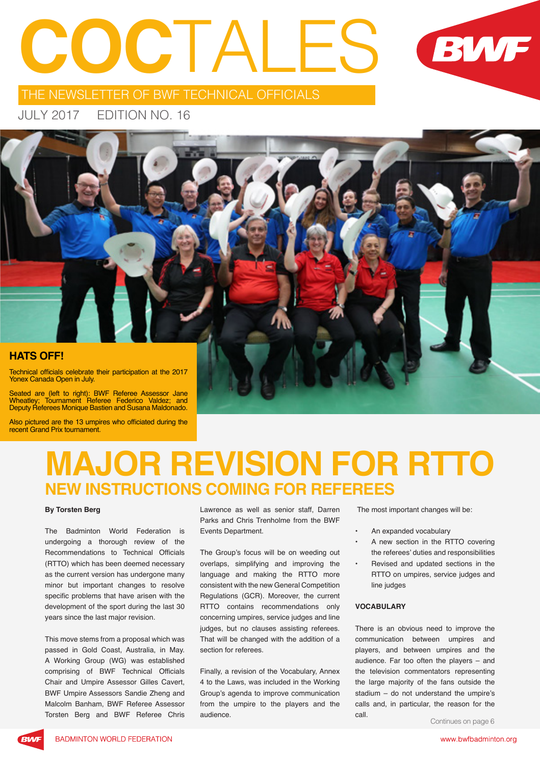# COCTALES

THE NEWSLETTER OF BWF TECHNICAL OFFICIALS

JULY 2017 EDITION NO. 16

### HATS OFF!

Technical officials celebrate their participation at the 2017 Yonex Canada Open in July.

Seated are (left to right): BWF Referee Assessor Jane Wheatley; Tournament Referee Federico Valdez; and Deputy Referees Monique Bastien and Susana Maldonado.

Also pictured are the 13 umpires who officiated during the recent Grand Prix tournament.

# MAJOR REVISION FOR RTTO

## NEW INSTRUCTIONS COMING FOR REFEREES

**By Torsten Berg**

The Badminton World Federation is undergoing a thorough review of the Recommendations to Technical Officials (RTTO) which has been deemed necessary as the current version has undergone many minor but important changes to resolve specific problems that have arisen with the development of the sport during the last 30 years since the last major revision.

This move stems from a proposal which was passed in Gold Coast, Australia, in May. A Working Group (WG) was established comprising of BWF Technical Officials Chair and Umpire Assessor Gilles Cavert, BWF Umpire Assessors Sandie Zheng and Malcolm Banham, BWF Referee Assessor Torsten Berg and BWF Referee Chris Lawrence as well as senior staff, Darren Parks and Chris Trenholme from the BWF Events Department.

The Group's focus will be on weeding out overlaps, simplifying and improving the language and making the RTTO more consistent with the new General Competition Regulations (GCR). Moreover, the current RTTO contains recommendations only concerning umpires, service judges and line judges, but no clauses assisting referees. That will be changed with the addition of a section for referees.

Finally, a revision of the Vocabulary, Annex 4 to the Laws, was included in the Working Group's agenda to improve communication from the umpire to the players and the audience.

The most important changes will be:

- An expanded vocabulary
- A new section in the RTTO covering the referees' duties and responsibilities
- Revised and updated sections in the RTTO on umpires, service judges and line judges

**VOCABULARY**

There is an obvious need to improve the communication between umpires and players, and between umpires and the audience. Far too often the players – and the television commentators representing the large majority of the fans outside the stadium – do not understand the umpire's calls and, in particular, the reason for the call.

Continues on page 6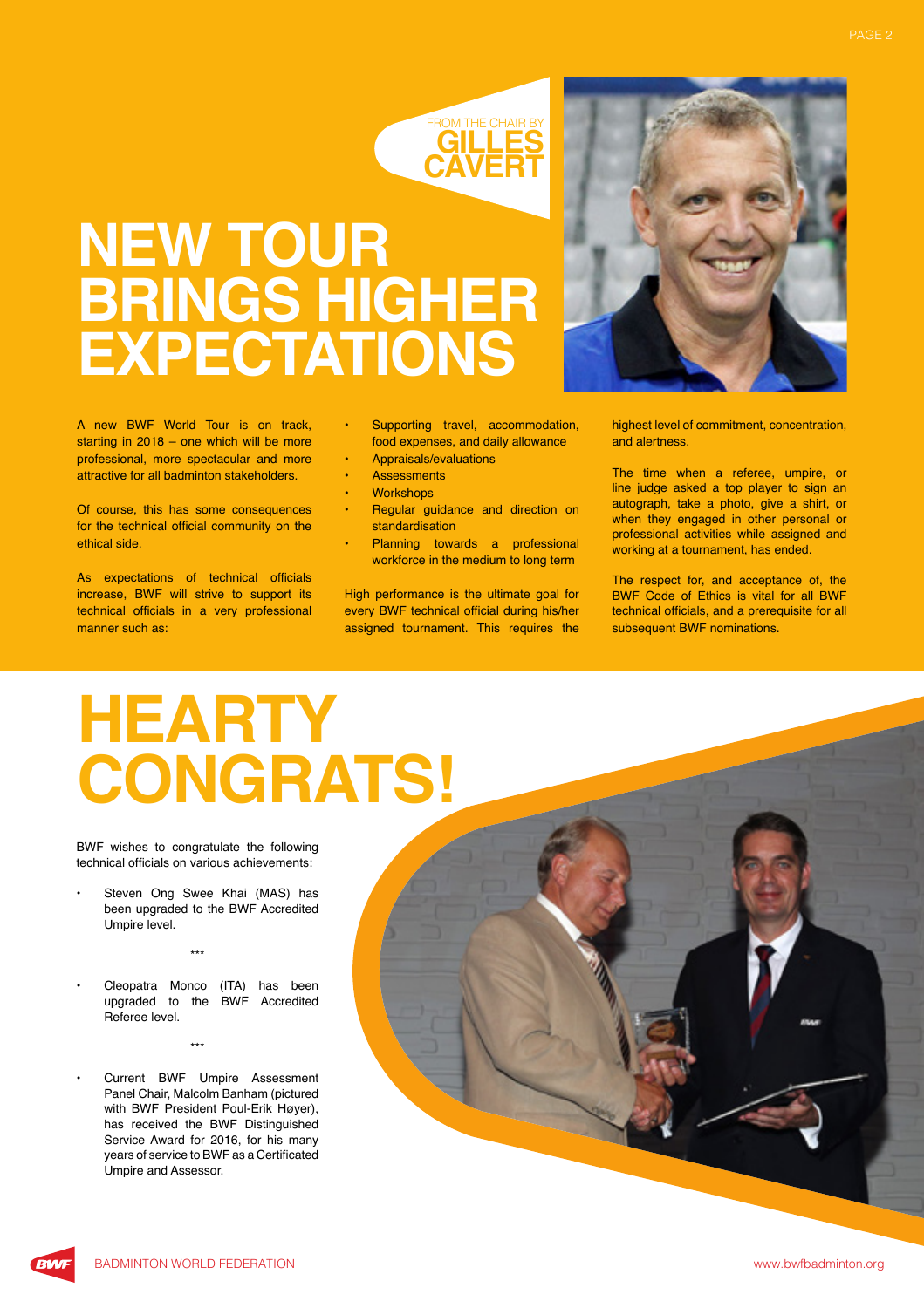FROM THE CHAIR BY **GILLES CAVERT**

# NEW TOUR BRINGS HIGHER EXPECTATIONS

A new BWF World Tour is on track, starting in 2018 – one which will be more professional, more spectacular and more attractive for all badminton stakeholders.

Of course, this has some consequences for the technical official community on the ethical side.

As expectations of technical officials increase, BWF will strive to support its technical officials in a very professional manner such as:

- Supporting travel, accommodation, food expenses, and daily allowance
- Appraisals/evaluations
- Assessments
- Workshops
- Regular guidance and direction on standardisation
- Planning towards a professional workforce in the medium to long term

High performance is the ultimate goal for every BWF technical official during his/her assigned tournament. This requires the highest level of commitment, concentration, and alertness.

The time when a referee, umpire, or line judge asked a top player to sign an autograph, take a photo, give a shirt, or when they engaged in other personal or professional activities while assigned and working at a tournament, has ended.

The respect for, and acceptance of, the BWF Code of Ethics is vital for all BWF technical officials, and a prerequisite for all subsequent BWF nominations.

# HEARTY CONGRATS!

BWF wishes to congratulate the following technical officials on various achievements:

- Steven Ong Swee Khai (MAS) has been upgraded to the BWF Accredited Umpire level.

\*\*\*

- Cleopatra Monco (ITA) has been upgraded to the BWF Accredited Referee level.

\*\*\*

- Current BWF Umpire Assessment Panel Chair, Malcolm Banham (pictured with BWF President Poul-Erik Høyer), has received the BWF Distinguished Service Award for 2016, for his many years of service to BWF as a Certificated Umpire and Assessor.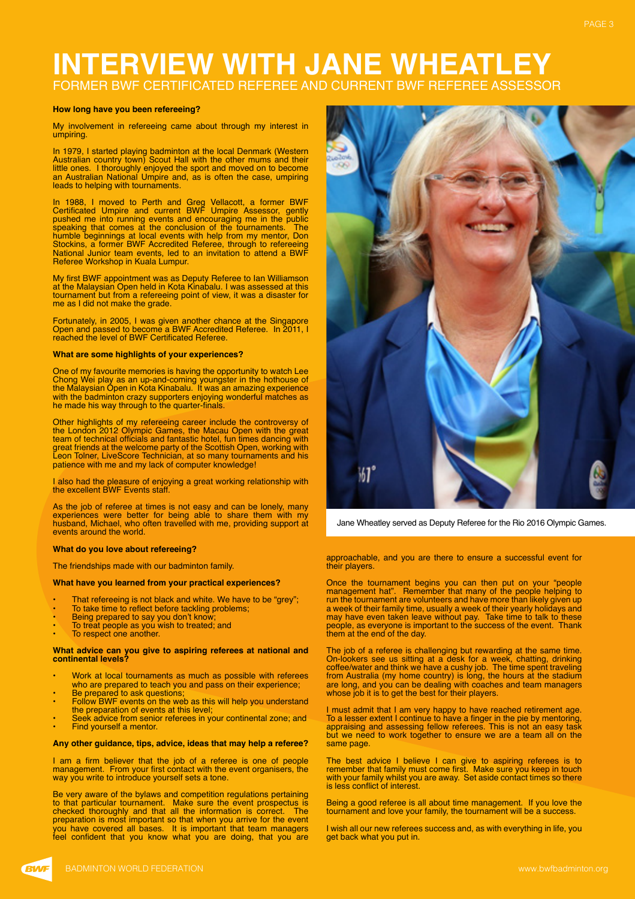# INTERVIEW WITH JANE WHEATLEY

## FORMER BWF CERTIFICATED REFEREE AND CURRENT BWF REFEREE ASSESSOR

**How long have you been refereeing?**

My involvement in refereeing came about through my interest in umpiring.

In 1979, I started playing badminton at the local Denmark (Western Australian country town) Scout Hall with the other mums and their little ones. I thoroughly enjoyed the sport and moved on to become an Australian National Umpire and, as is often the case, umpiring leads to helping with tournaments.

In 1988, I moved to Perth and Greg Vellacott, a former BWF Certificated Umpire and current BWF Umpire Assessor, gently pushed me into running events and encouraging me in the public speaking that comes at the conclusion of the tournaments. The humble beginnings at local events with help from my mentor, Don Stockins, a former BWF Accredited Referee, through to refereeing National Junior team events, led to an invitation to attend a BWF Referee Workshop in Kuala Lumpur.

My first BWF appointment was as Deputy Referee to Ian Williamson at the Malaysian Open held in Kota Kinabalu. I was assessed at this tournament but from a refereeing point of view, it was a disaster for me as I did not make the grade.

Fortunately, in 2005, I was given another chance at the Singapore Open and passed to become a BWF Accredited Referee. In 2011, I reached the level of BWF Certificated Referee.

**What are some highlights of your experiences?**

One of my favourite memories is having the opportunity to watch Lee Chong Wei play as an up-and-coming youngster in the hothouse of the Malaysian Open in Kota Kinabalu. It was an amazing experience with the badminton crazy supporters enjoying wonderful matches as he made his way through to the quarter-finals.

Other highlights of my refereeing career include the controversy of the London 2012 Olympic Games, the Macau Open with the great team of technical officials and fantastic hotel, fun times dancing with great friends at the welcome party of the Scottish Open, working with Leon Tolner, LiveScore Technician, at so many tournaments and his patience with me and my lack of computer knowledge!

I also had the pleasure of enjoying a great working relationship with the excellent BWF Events staff.

As the job of referee at times is not easy and can be lonely, many experiences were better for being able to share them with my husband, Michael, who often travelled with me, providing support at events around the world.

**What do you love about refereeing?**

The friendships made with our badminton family.

**What have you learned from your practical experiences?**

- That refereeing is not black and white. We have to be "grey";
- To take time to reflect before tackling problems;
- Being prepared to say you don't know;
- To treat people as you wish to treated; and
- To respect one another.

**What advice can you give to aspiring referees at national and continental levels?**

- Work at local tournaments as much as possible with referees who are prepared to teach you and pass on their experience;
- Be prepared to ask questions;
- Follow BWF events on the web as this will help you understand the preparation of events at this level;
- Seek advice from senior referees in your continental zone; and
- Find yourself a mentor.

**Any other guidance, tips, advice, ideas that may help a referee?**

I am a firm believer that the job of a referee is one of people management. From your first contact with the event organisers, the way you write to introduce yourself sets a tone.

Be very aware of the bylaws and competition regulations pertaining to that particular tournament. Make sure the event prospectus is checked thoroughly and that all the information is correct. The preparation is most important so that when you arrive for the event you have covered all bases. It is important that team managers feel confident that you know what you are doing, that you are approachable, and you are there to ensure a successful event for their players.

Jane Wheatley served as Deputy Referee for the Rio 2016 Olympic Games.

Once the tournament begins you can then put on your "people management hat". Remember that many of the people helping to run the tournament are volunteers and have more than likely given up a week of their family time, usually a week of their yearly holidays and may have even taken leave without pay. Take time to talk to these people, as everyone is important to the success of the event. Thank them at the end of the day.

The job of a referee is challenging but rewarding at the same time. On-lookers see us sitting at a desk for a week, chatting, drinking coffee/water and think we have a cushy job. The time spent traveling from Australia (my home country) is long, the hours at the stadium are long, and you can be dealing with coaches and team managers whose job it is to get the best for their players.

I must admit that I am very happy to have reached retirement age. To a lesser extent I continue to have a finger in the pie by mentoring, appraising and assessing fellow referees. This is not an easy task but we need to work together to ensure we are a team all on the same page.

The best advice I believe I can give to aspiring referees is to remember that family must come first. Make sure you keep in touch with your family whilst you are away. Set aside contact times so there is less conflict of interest.

Being a good referee is all about time management. If you love the tournament and love your family, the tournament will be a success.

I wish all our new referees success and, as with everything in life, you get back what you put in.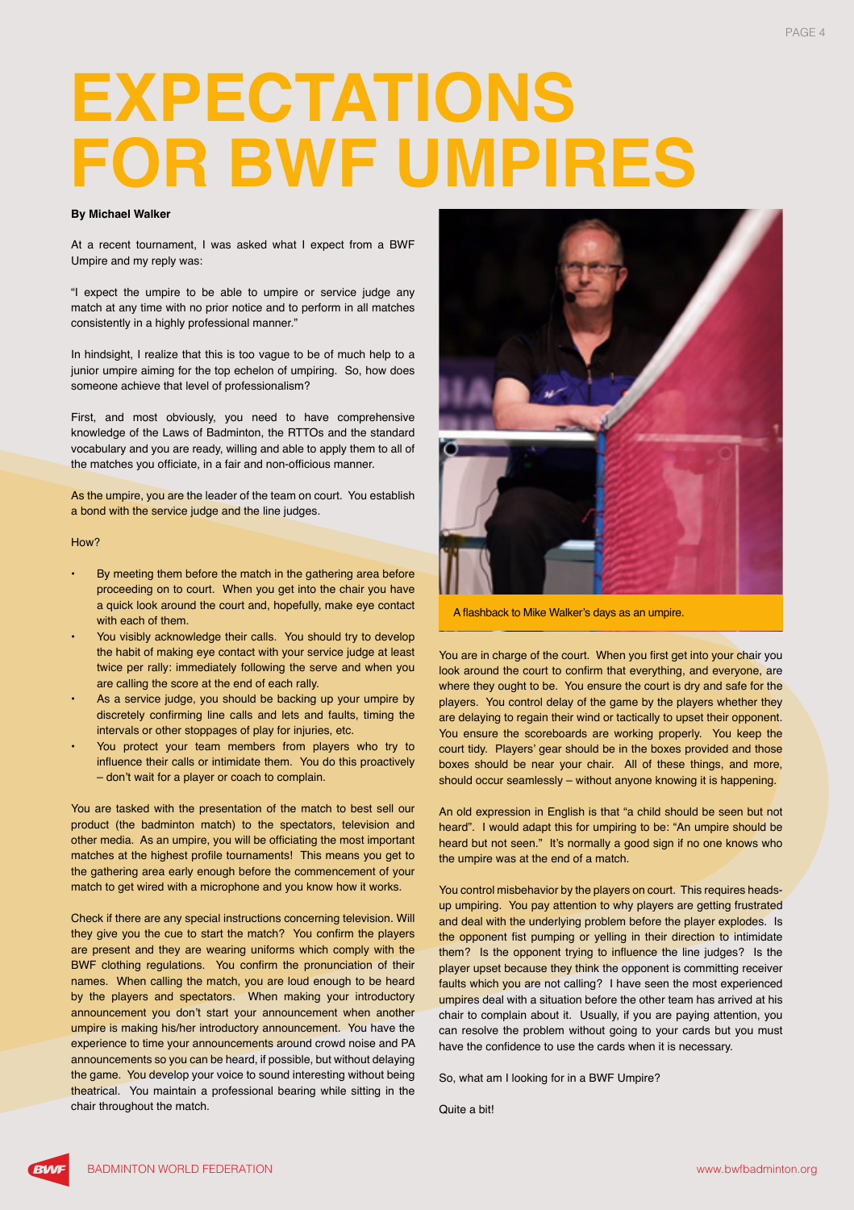# EXPECTATIONS FOR BWF UMPIRES

**By Michael Walker**

At a recent tournament, I was asked what I expect from a BWF Umpire and my reply was:

"I expect the umpire to be able to umpire or service judge any match at any time with no prior notice and to perform in all matches consistently in a highly professional manner."

In hindsight, I realize that this is too vague to be of much help to a junior umpire aiming for the top echelon of umpiring. So, how does someone achieve that level of professionalism?

First, and most obviously, you need to have comprehensive knowledge of the Laws of Badminton, the RTTOs and the standard vocabulary and you are ready, willing and able to apply them to all of the matches you officiate, in a fair and non-officious manner.

As the umpire, you are the leader of the team on court. You establish a bond with the service judge and the line judges.

How?

- By meeting them before the match in the gathering area before proceeding on to court. When you get into the chair you have a quick look around the court and, hopefully, make eye contact with each of them.
- You visibly acknowledge their calls. You should try to develop the habit of making eye contact with your service judge at least twice per rally: immediately following the serve and when you are calling the score at the end of each rally.
- As a service judge, you should be backing up your umpire by discretely confirming line calls and lets and faults, timing the intervals or other stoppages of play for injuries, etc.
- You protect your team members from players who try to influence their calls or intimidate them. You do this proactively – don't wait for a player or coach to complain.

You are tasked with the presentation of the match to best sell our product (the badminton match) to the spectators, television and other media. As an umpire, you will be officiating the most important matches at the highest profile tournaments! This means you get to the gathering area early enough before the commencement of your match to get wired with a microphone and you know how it works.

Check if there are any special instructions concerning television. Will they give you the cue to start the match? You confirm the players are present and they are wearing uniforms which comply with the BWF clothing regulations. You confirm the pronunciation of their names. When calling the match, you are loud enough to be heard by the players and spectators. When making your introductory announcement you don't start your announcement when another umpire is making his/her introductory announcement. You have the experience to time your announcements around crowd noise and PA announcements so you can be heard, if possible, but without delaying the game. You develop your voice to sound interesting without being theatrical. You maintain a professional bearing while sitting in the chair throughout the match.

A flashback to Mike Walker's days as an umpire.

You are in charge of the court. When you first get into your chair you look around the court to confirm that everything, and everyone, are where they ought to be. You ensure the court is dry and safe for the players. You control delay of the game by the players whether they are delaying to regain their wind or tactically to upset their opponent. You ensure the scoreboards are working properly. You keep the court tidy. Players' gear should be in the boxes provided and those boxes should be near your chair. All of these things, and more, should occur seamlessly – without anyone knowing it is happening.

An old expression in English is that "a child should be seen but not heard". I would adapt this for umpiring to be: "An umpire should be heard but not seen." It's normally a good sign if no one knows who the umpire was at the end of a match.

You control misbehavior by the players on court. This requires heads-up umpiring. You pay attention to why players are getting frustrated and deal with the underlying problem before the player explodes. Is the opponent fist pumping or yelling in their direction to intimidate them? Is the opponent trying to influence the line judges? Is the player upset because they think the opponent is committing receiver faults which you are not calling? I have seen the most experienced umpires deal with a situation before the other team has arrived at his chair to complain about it. Usually, if you are paying attention, you can resolve the problem without going to your cards but you must have the confidence to use the cards when it is necessary.

So, what am I looking for in a BWF Umpire?

Quite a bit!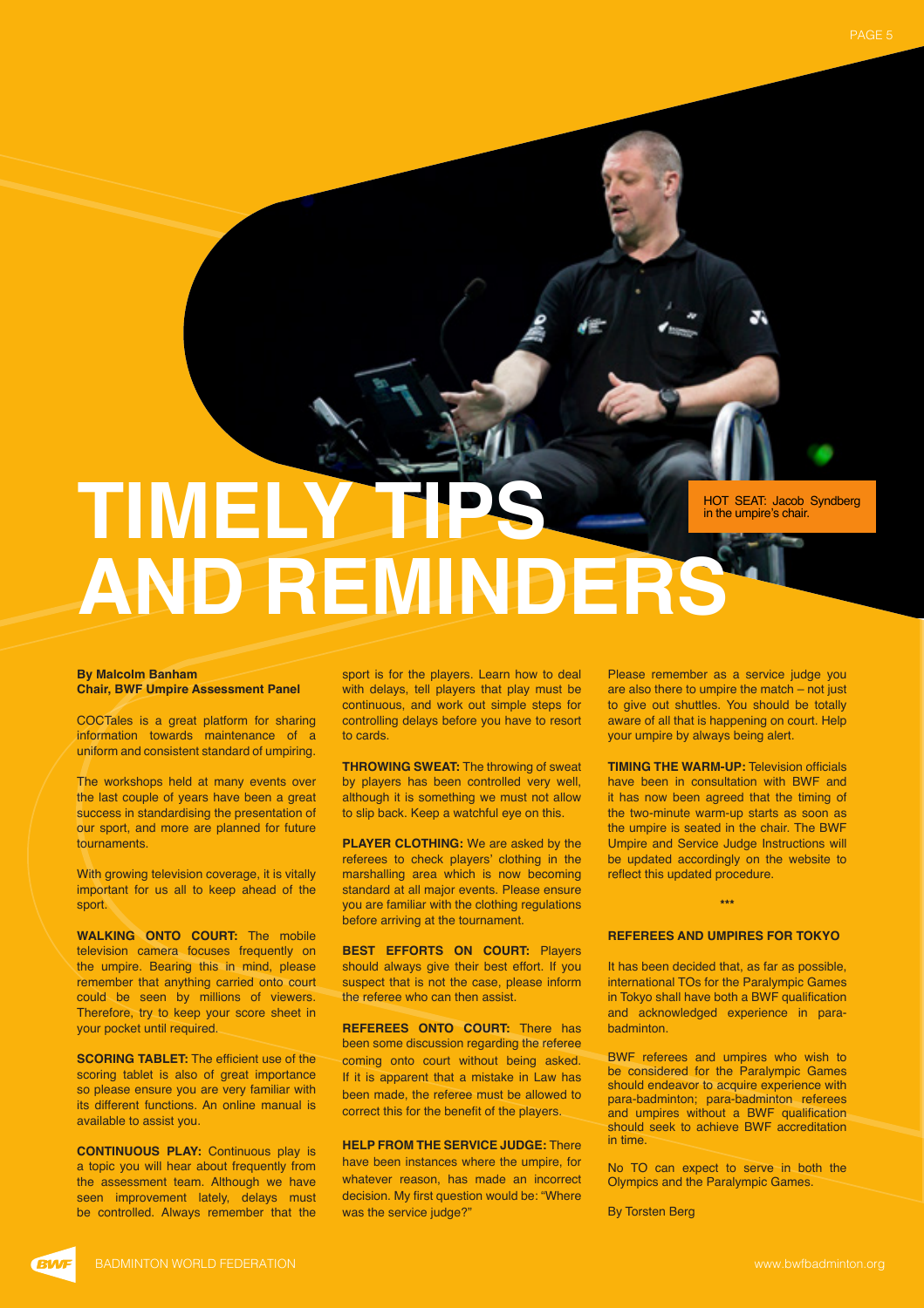# TIMELY TIPS AND REMINDERS

HOT SEAT: Jacob Syndberg in the umpire's chair.

**By Malcolm Banham**
**Chair, BWF Umpire Assessment Panel**

COCTales is a great platform for sharing information towards maintenance of a uniform and consistent standard of umpiring.

The workshops held at many events over the last couple of years have been a great success in standardising the presentation of our sport, and more are planned for future tournaments.

With growing television coverage, it is vitally important for us all to keep ahead of the sport.

**WALKING ONTO COURT:** The mobile television camera focuses frequently on the umpire. Bearing this in mind, please remember that anything carried onto court could be seen by millions of viewers. Therefore, try to keep your score sheet in your pocket until required.

**SCORING TABLET:** The efficient use of the scoring tablet is also of great importance so please ensure you are very familiar with its different functions. An online manual is available to assist you.

**CONTINUOUS PLAY:** Continuous play is a topic you will hear about frequently from the assessment team. Although we have seen improvement lately, delays must be controlled. Always remember that the sport is for the players. Learn how to deal with delays, tell players that play must be continuous, and work out simple steps for controlling delays before you have to resort to cards.

**THROWING SWEAT:** The throwing of sweat by players has been controlled very well, although it is something we must not allow to slip back. Keep a watchful eye on this.

**PLAYER CLOTHING:** We are asked by the referees to check players' clothing in the marshalling area which is now becoming standard at all major events. Please ensure you are familiar with the clothing regulations before arriving at the tournament.

**BEST EFFORTS ON COURT:** Players should always give their best effort. If you suspect that is not the case, please inform the referee who can then assist.

**REFEREES ONTO COURT:** There has been some discussion regarding the referee coming onto court without being asked. If it is apparent that a mistake in Law has been made, the referee must be allowed to correct this for the benefit of the players.

**HELP FROM THE SERVICE JUDGE:** There have been instances where the umpire, for whatever reason, has made an incorrect decision. My first question would be: "Where was the service judge?"

Please remember as a service judge you are also there to umpire the match – not just to give out shuttles. You should be totally aware of all that is happening on court. Help your umpire by always being alert.

**TIMING THE WARM-UP:** Television officials have been in consultation with BWF and it has now been agreed that the timing of the two-minute warm-up starts as soon as the umpire is seated in the chair. The BWF Umpire and Service Judge Instructions will be updated accordingly on the website to reflect this updated procedure.

\*\*\*

## REFEREES AND UMPIRES FOR TOKYO

It has been decided that, as far as possible, international TOs for the Paralympic Games in Tokyo shall have both a BWF qualification and acknowledged experience in para-badminton.

BWF referees and umpires who wish to be considered for the Paralympic Games should endeavor to acquire experience with para-badminton; para-badminton referees and umpires without a BWF qualification should seek to achieve BWF accreditation in time.

No TO can expect to serve in both the Olympics and the Paralympic Games.

By Torsten Berg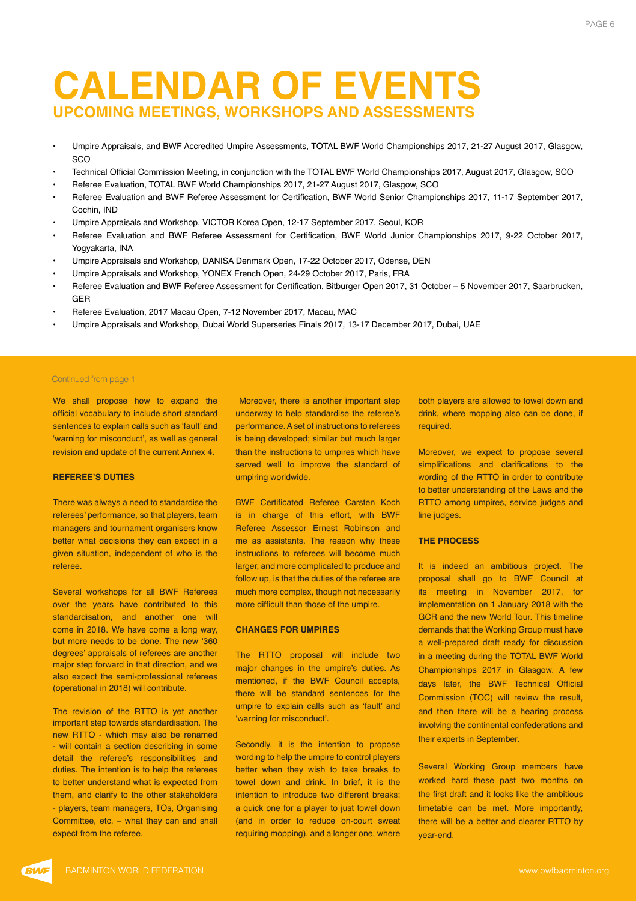# CALENDAR OF EVENTS

## UPCOMING MEETINGS, WORKSHOPS AND ASSESSMENTS

- Umpire Appraisals, and BWF Accredited Umpire Assessments, TOTAL BWF World Championships 2017, 21-27 August 2017, Glasgow, SCO
- Technical Official Commission Meeting, in conjunction with the TOTAL BWF World Championships 2017, August 2017, Glasgow, SCO
- Referee Evaluation, TOTAL BWF World Championships 2017, 21-27 August 2017, Glasgow, SCO
- Referee Evaluation and BWF Referee Assessment for Certification, BWF World Senior Championships 2017, 11-17 September 2017, Cochin, IND
- Umpire Appraisals and Workshop, VICTOR Korea Open, 12-17 September 2017, Seoul, KOR
- Referee Evaluation and BWF Referee Assessment for Certification, BWF World Junior Championships 2017, 9-22 October 2017, Yogyakarta, INA
- Umpire Appraisals and Workshop, DANISA Denmark Open, 17-22 October 2017, Odense, DEN
- Umpire Appraisals and Workshop, YONEX French Open, 24-29 October 2017, Paris, FRA
- Referee Evaluation and BWF Referee Assessment for Certification, Bitburger Open 2017, 31 October – 5 November 2017, Saarbrucken, GER
- Referee Evaluation, 2017 Macau Open, 7-12 November 2017, Macau, MAC
- Umpire Appraisals and Workshop, Dubai World Superseries Finals 2017, 13-17 December 2017, Dubai, UAE

Continued from page 1

We shall propose how to expand the official vocabulary to include short standard sentences to explain calls such as 'fault' and 'warning for misconduct', as well as general revision and update of the current Annex 4.

**REFEREE'S DUTIES**

There was always a need to standardise the referees' performance, so that players, team managers and tournament organisers know better what decisions they can expect in a given situation, independent of who is the referee.

Several workshops for all BWF Referees over the years have contributed to this standardisation, and another one will come in 2018. We have come a long way, but more needs to be done. The new '360 degrees' appraisals of referees are another major step forward in that direction, and we also expect the semi-professional referees (operational in 2018) will contribute.

The revision of the RTTO is yet another important step towards standardisation. The new RTTO - which may also be renamed - will contain a section describing in some detail the referee's responsibilities and duties. The intention is to help the referees to better understand what is expected from them, and clarify to the other stakeholders - players, team managers, TOs, Organising Committee, etc. – what they can and shall expect from the referee.

Moreover, there is another important step underway to help standardise the referee's performance. A set of instructions to referees is being developed; similar but much larger than the instructions to umpires which have served well to improve the standard of umpiring worldwide.

BWF Certificated Referee Carsten Koch is in charge of this effort, with BWF Referee Assessor Ernest Robinson and me as assistants. The reason why these instructions to referees will become much larger, and more complicated to produce and follow up, is that the duties of the referee are much more complex, though not necessarily more difficult than those of the umpire.

**CHANGES FOR UMPIRES**

The RTTO proposal will include two major changes in the umpire's duties. As mentioned, if the BWF Council accepts, there will be standard sentences for the umpire to explain calls such as 'fault' and 'warning for misconduct'.

Secondly, it is the intention to propose wording to help the umpire to control players better when they wish to take breaks to towel down and drink. In brief, it is the intention to introduce two different breaks: a quick one for a player to just towel down (and in order to reduce on-court sweat requiring mopping), and a longer one, where both players are allowed to towel down and drink, where mopping also can be done, if required.

Moreover, we expect to propose several simplifications and clarifications to the wording of the RTTO in order to contribute to better understanding of the Laws and the RTTO among umpires, service judges and line judges.

**THE PROCESS**

It is indeed an ambitious project. The proposal shall go to BWF Council at its meeting in November 2017, for implementation on 1 January 2018 with the GCR and the new World Tour. This timeline demands that the Working Group must have a well-prepared draft ready for discussion in a meeting during the TOTAL BWF World Championships 2017 in Glasgow. A few days later, the BWF Technical Official Commission (TOC) will review the result, and then there will be a hearing process involving the continental confederations and their experts in September.

Several Working Group members have worked hard these past two months on the first draft and it looks like the ambitious timetable can be met. More importantly, there will be a better and clearer RTTO by year-end.